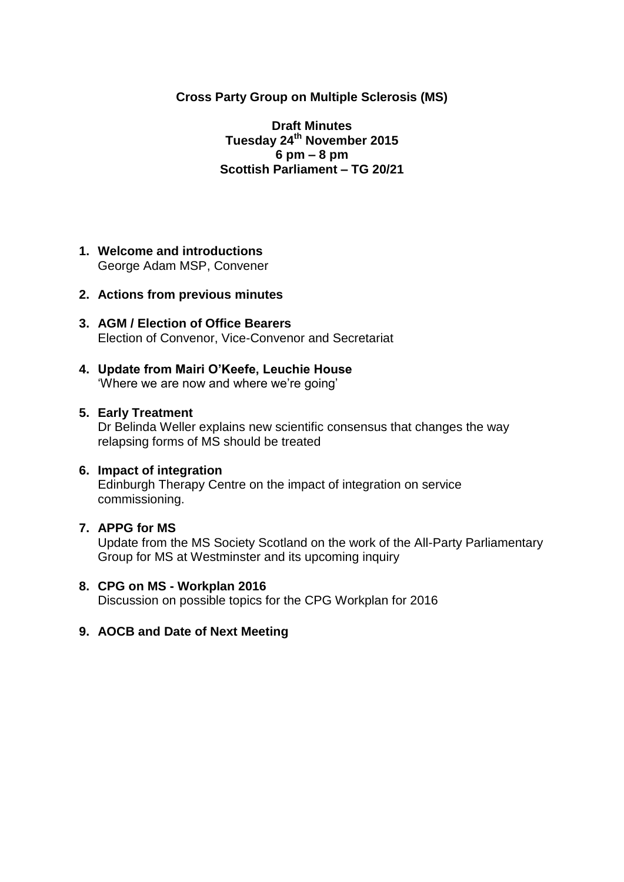**Cross Party Group on Multiple Sclerosis (MS)**

**Draft Minutes**
**Tuesday 24th November 2015**
**6 pm – 8 pm**
**Scottish Parliament – TG 20/21**

1. **Welcome and introductions**
   George Adam MSP, Convener

2. **Actions from previous minutes**

3. **AGM / Election of Office Bearers**
   Election of Convenor, Vice-Convenor and Secretariat

4. **Update from Mairi O'Keefe, Leuchie House**
   'Where we are now and where we're going'

5. **Early Treatment**
   Dr Belinda Weller explains new scientific consensus that changes the way relapsing forms of MS should be treated

6. **Impact of integration**
   Edinburgh Therapy Centre on the impact of integration on service commissioning.

7. **APPG for MS**
   Update from the MS Society Scotland on the work of the All-Party Parliamentary Group for MS at Westminster and its upcoming inquiry

8. **CPG on MS - Workplan 2016**
   Discussion on possible topics for the CPG Workplan for 2016

9. **AOCB and Date of Next Meeting**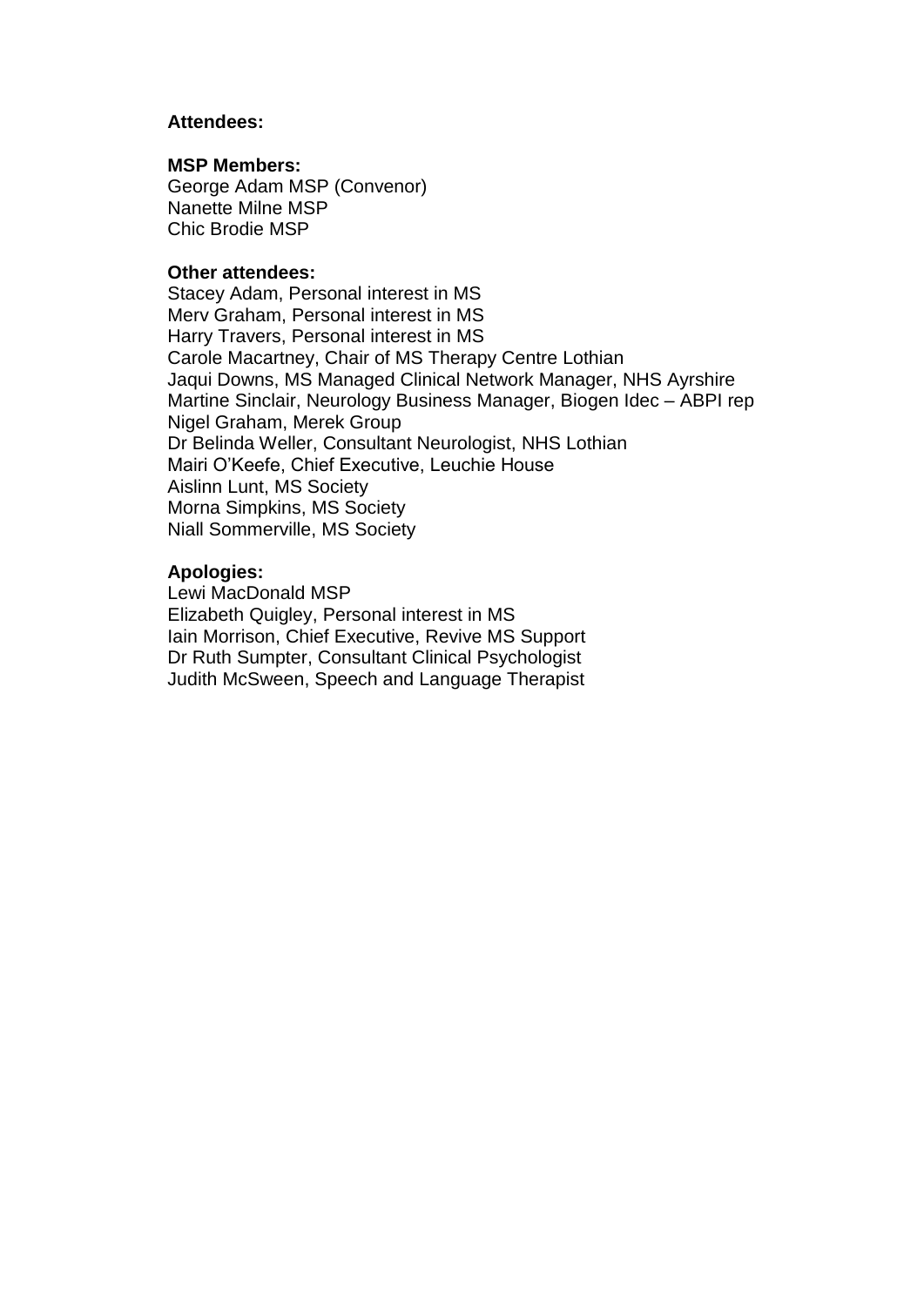**Attendees:**

**MSP Members:**
George Adam MSP (Convenor)
Nanette Milne MSP
Chic Brodie MSP

**Other attendees:**
Stacey Adam, Personal interest in MS
Merv Graham, Personal interest in MS
Harry Travers, Personal interest in MS
Carole Macartney, Chair of MS Therapy Centre Lothian
Jaqui Downs, MS Managed Clinical Network Manager, NHS Ayrshire
Martine Sinclair, Neurology Business Manager, Biogen Idec – ABPI rep
Nigel Graham, Merek Group
Dr Belinda Weller, Consultant Neurologist, NHS Lothian
Mairi O'Keefe, Chief Executive, Leuchie House
Aislinn Lunt, MS Society
Morna Simpkins, MS Society
Niall Sommerville, MS Society

**Apologies:**
Lewi MacDonald MSP
Elizabeth Quigley, Personal interest in MS
Iain Morrison, Chief Executive, Revive MS Support
Dr Ruth Sumpter, Consultant Clinical Psychologist
Judith McSween, Speech and Language Therapist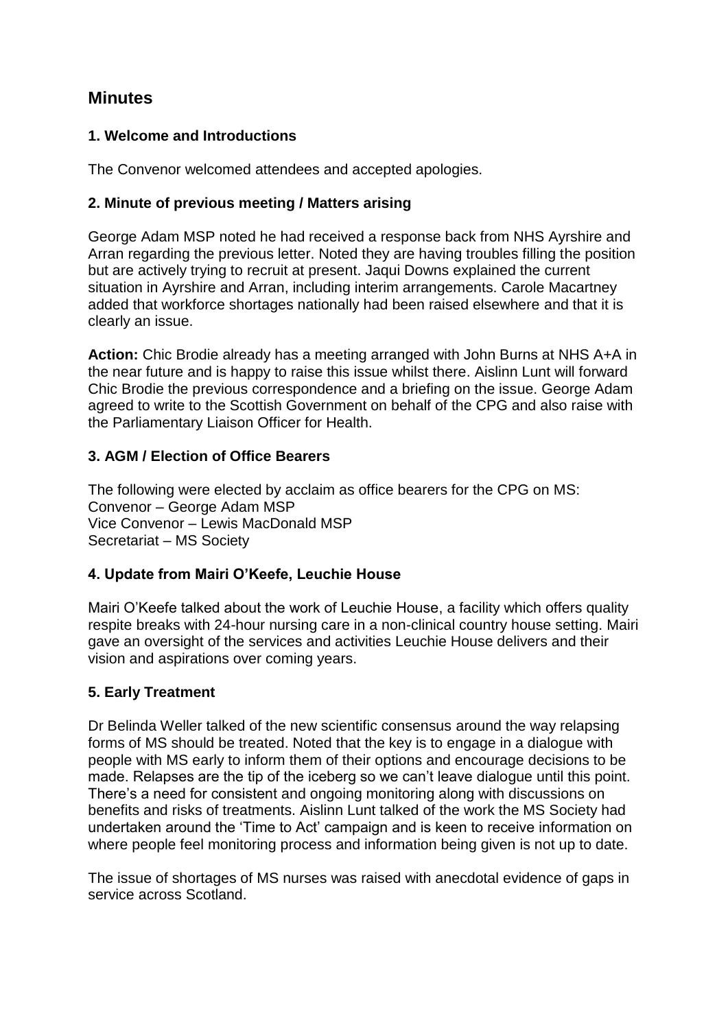## Minutes

### 1. Welcome and Introductions

The Convenor welcomed attendees and accepted apologies.

### 2. Minute of previous meeting / Matters arising

George Adam MSP noted he had received a response back from NHS Ayrshire and Arran regarding the previous letter. Noted they are having troubles filling the position but are actively trying to recruit at present. Jaqui Downs explained the current situation in Ayrshire and Arran, including interim arrangements. Carole Macartney added that workforce shortages nationally had been raised elsewhere and that it is clearly an issue.

**Action:** Chic Brodie already has a meeting arranged with John Burns at NHS A+A in the near future and is happy to raise this issue whilst there. Aislinn Lunt will forward Chic Brodie the previous correspondence and a briefing on the issue. George Adam agreed to write to the Scottish Government on behalf of the CPG and also raise with the Parliamentary Liaison Officer for Health.

### 3. AGM / Election of Office Bearers

The following were elected by acclaim as office bearers for the CPG on MS:
Convenor – George Adam MSP
Vice Convenor – Lewis MacDonald MSP
Secretariat – MS Society

### 4. Update from Mairi O'Keefe, Leuchie House

Mairi O'Keefe talked about the work of Leuchie House, a facility which offers quality respite breaks with 24-hour nursing care in a non-clinical country house setting. Mairi gave an oversight of the services and activities Leuchie House delivers and their vision and aspirations over coming years.

### 5. Early Treatment

Dr Belinda Weller talked of the new scientific consensus around the way relapsing forms of MS should be treated. Noted that the key is to engage in a dialogue with people with MS early to inform them of their options and encourage decisions to be made. Relapses are the tip of the iceberg so we can't leave dialogue until this point. There's a need for consistent and ongoing monitoring along with discussions on benefits and risks of treatments. Aislinn Lunt talked of the work the MS Society had undertaken around the 'Time to Act' campaign and is keen to receive information on where people feel monitoring process and information being given is not up to date.

The issue of shortages of MS nurses was raised with anecdotal evidence of gaps in service across Scotland.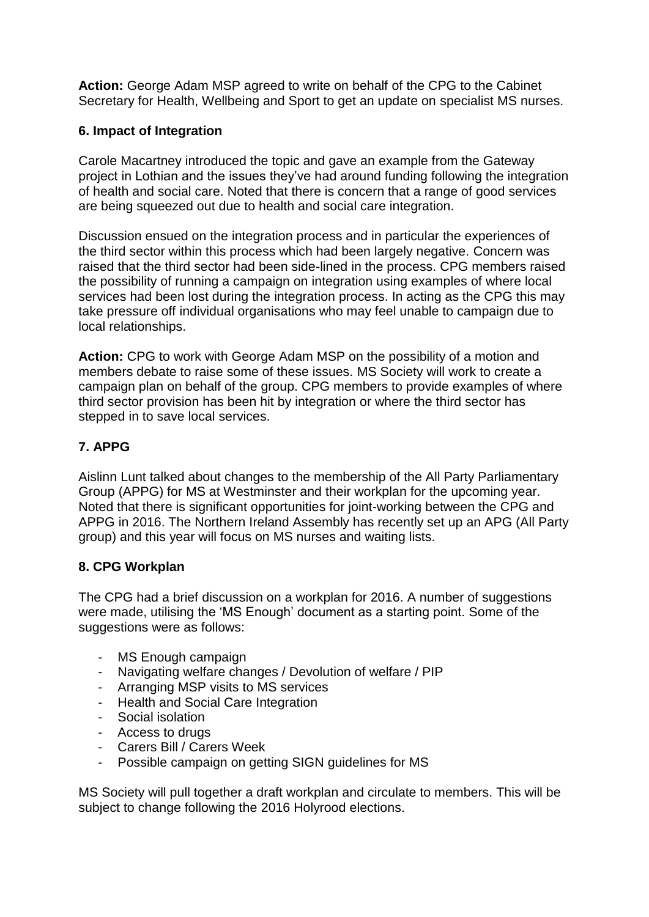**Action:** George Adam MSP agreed to write on behalf of the CPG to the Cabinet Secretary for Health, Wellbeing and Sport to get an update on specialist MS nurses.

## 6. Impact of Integration

Carole Macartney introduced the topic and gave an example from the Gateway project in Lothian and the issues they've had around funding following the integration of health and social care. Noted that there is concern that a range of good services are being squeezed out due to health and social care integration.

Discussion ensued on the integration process and in particular the experiences of the third sector within this process which had been largely negative. Concern was raised that the third sector had been side-lined in the process. CPG members raised the possibility of running a campaign on integration using examples of where local services had been lost during the integration process. In acting as the CPG this may take pressure off individual organisations who may feel unable to campaign due to local relationships.

**Action:** CPG to work with George Adam MSP on the possibility of a motion and members debate to raise some of these issues. MS Society will work to create a campaign plan on behalf of the group. CPG members to provide examples of where third sector provision has been hit by integration or where the third sector has stepped in to save local services.

## 7. APPG

Aislinn Lunt talked about changes to the membership of the All Party Parliamentary Group (APPG) for MS at Westminster and their workplan for the upcoming year. Noted that there is significant opportunities for joint-working between the CPG and APPG in 2016. The Northern Ireland Assembly has recently set up an APG (All Party group) and this year will focus on MS nurses and waiting lists.

## 8. CPG Workplan

The CPG had a brief discussion on a workplan for 2016. A number of suggestions were made, utilising the 'MS Enough' document as a starting point. Some of the suggestions were as follows:

- MS Enough campaign
- Navigating welfare changes / Devolution of welfare / PIP
- Arranging MSP visits to MS services
- Health and Social Care Integration
- Social isolation
- Access to drugs
- Carers Bill / Carers Week
- Possible campaign on getting SIGN guidelines for MS

MS Society will pull together a draft workplan and circulate to members. This will be subject to change following the 2016 Holyrood elections.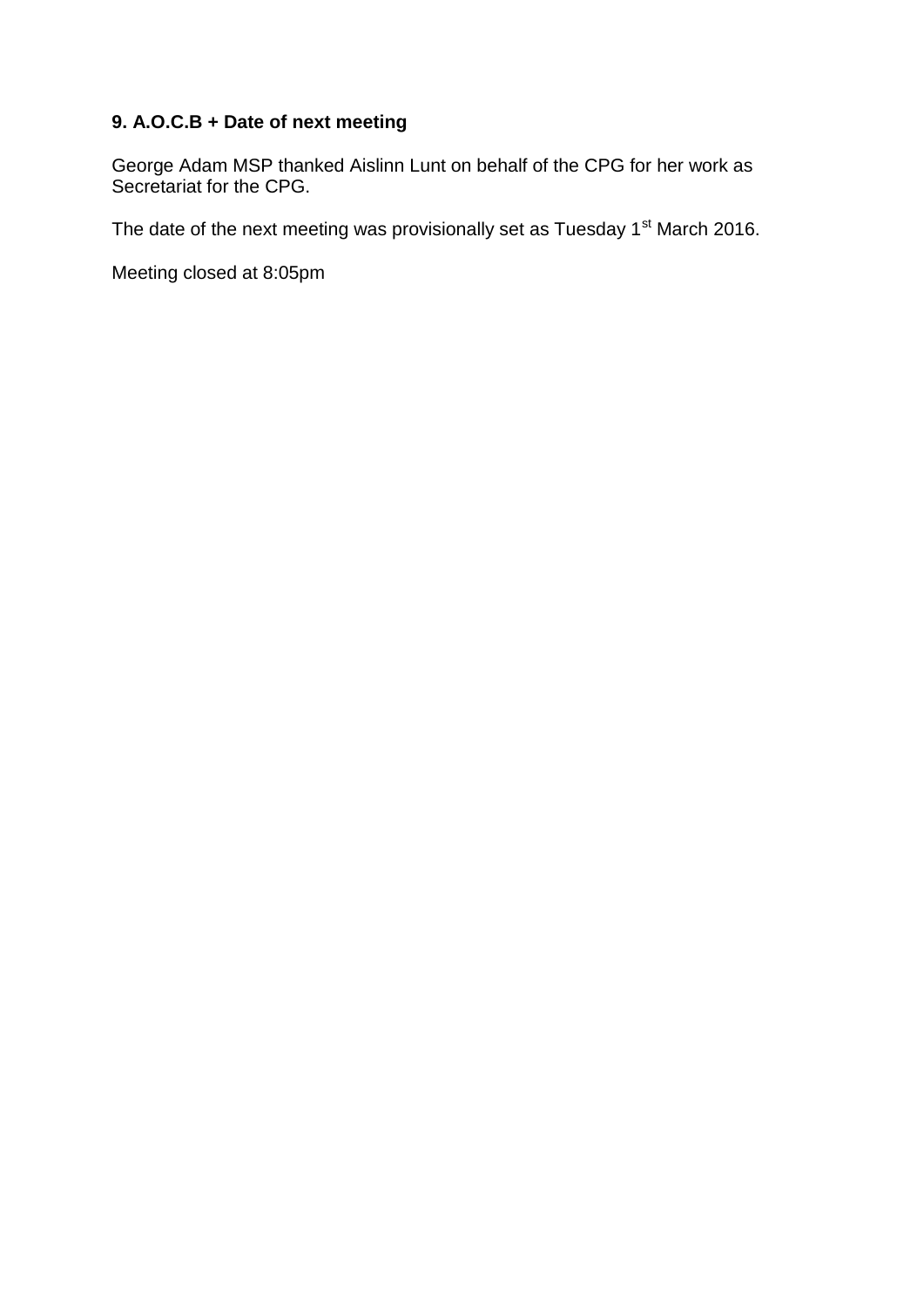**9. A.O.C.B + Date of next meeting**

George Adam MSP thanked Aislinn Lunt on behalf of the CPG for her work as Secretariat for the CPG.

The date of the next meeting was provisionally set as Tuesday 1st March 2016.

Meeting closed at 8:05pm